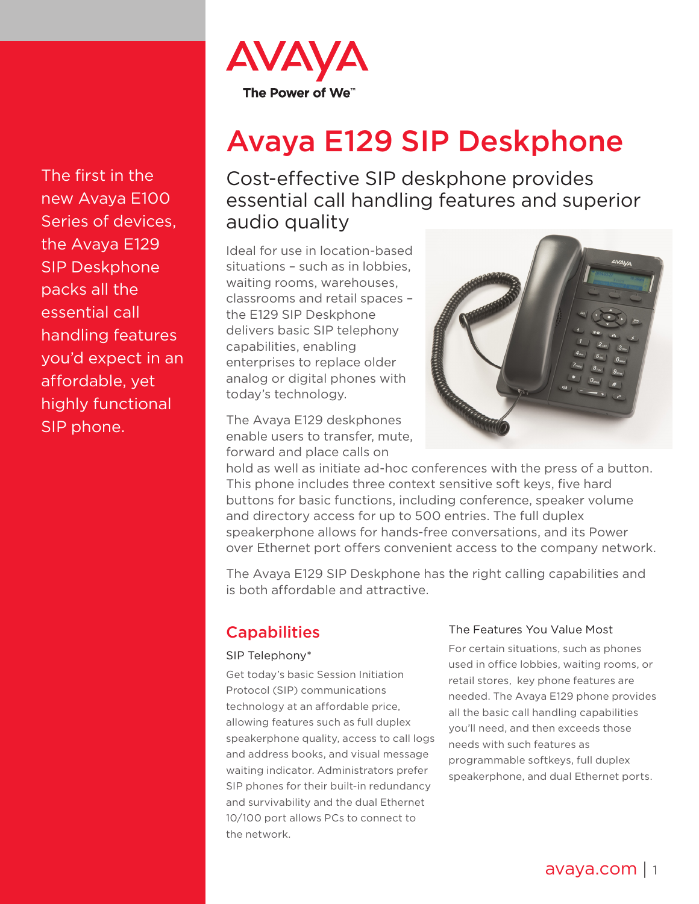AVAYA

The Power of We™

# Avaya E129 SIP Deskphone

## Cost-effective SIP deskphone provides essential call handling features and superior audio quality

The first in the new Avaya E100 Series of devices, the Avaya E129 SIP Deskphone packs all the essential call handling features you'd expect in an affordable, yet highly functional SIP phone.

Ideal for use in location-based situations – such as in lobbies, waiting rooms, warehouses, classrooms and retail spaces – the E129 SIP Deskphone delivers basic SIP telephony capabilities, enabling enterprises to replace older analog or digital phones with today's technology.

The Avaya E129 deskphones enable users to transfer, mute, forward and place calls on hold as well as initiate ad-hoc conferences with the press of a button. This phone includes three context sensitive soft keys, five hard buttons for basic functions, including conference, speaker volume and directory access for up to 500 entries. The full duplex speakerphone allows for hands-free conversations, and its Power over Ethernet port offers convenient access to the company network.

The Avaya E129 SIP Deskphone has the right calling capabilities and is both affordable and attractive.

## Capabilities

### SIP Telephony*

Get today's basic Session Initiation Protocol (SIP) communications technology at an affordable price, allowing features such as full duplex speakerphone quality, access to call logs and address books, and visual message waiting indicator. Administrators prefer SIP phones for their built-in redundancy and survivability and the dual Ethernet 10/100 port allows PCs to connect to the network.

### The Features You Value Most

For certain situations, such as phones used in office lobbies, waiting rooms, or retail stores, key phone features are needed. The Avaya E129 phone provides all the basic call handling capabilities you'll need, and then exceeds those needs with such features as programmable softkeys, full duplex speakerphone, and dual Ethernet ports.

avaya.com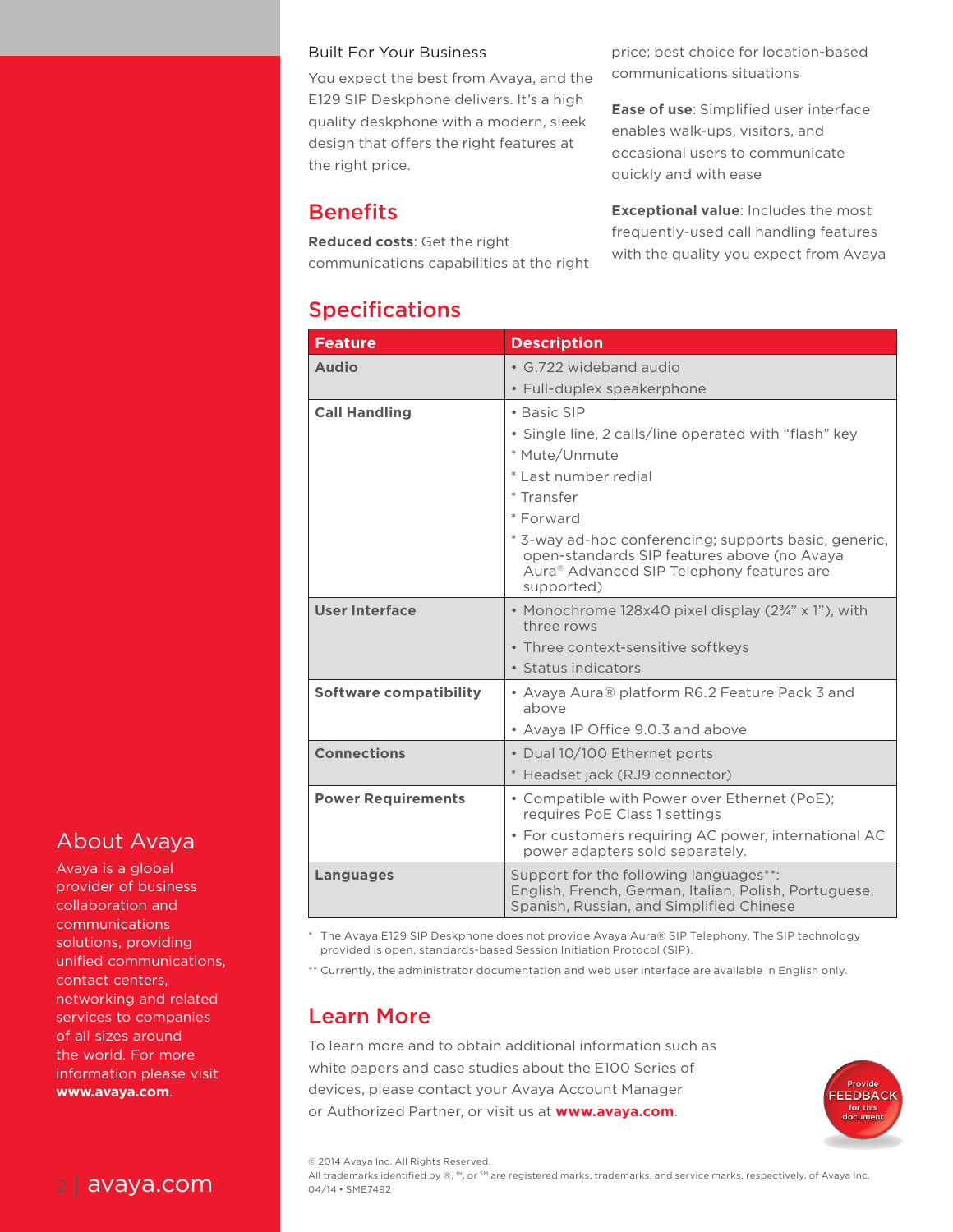### Built For Your Business

You expect the best from Avaya, and the E129 SIP Deskphone delivers. It's a high quality deskphone with a modern, sleek design that offers the right features at the right price.

## Benefits

**Reduced costs**: Get the right communications capabilities at the right price; best choice for location-based communications situations

**Ease of use**: Simplified user interface enables walk-ups, visitors, and occasional users to communicate quickly and with ease

**Exceptional value**: Includes the most frequently-used call handling features with the quality you expect from Avaya

## Specifications

| Feature | Description |
|---|---|
| **Audio** | • G.722 wideband audio<br>• Full-duplex speakerphone |
| **Call Handling** | • Basic SIP<br>• Single line, 2 calls/line operated with "flash" key<br>* Mute/Unmute<br>* Last number redial<br>* Transfer<br>* Forward<br>* 3-way ad-hoc conferencing; supports basic, generic, open-standards SIP features above (no Avaya Aura® Advanced SIP Telephony features are supported) |
| **User Interface** | • Monochrome 128x40 pixel display (2¾" x 1"), with three rows<br>• Three context-sensitive softkeys<br>• Status indicators |
| **Software compatibility** | • Avaya Aura® platform R6.2 Feature Pack 3 and above<br>• Avaya IP Office 9.0.3 and above |
| **Connections** | • Dual 10/100 Ethernet ports<br>* Headset jack (RJ9 connector) |
| **Power Requirements** | • Compatible with Power over Ethernet (PoE); requires PoE Class 1 settings<br>• For customers requiring AC power, international AC power adapters sold separately. |
| **Languages** | Support for the following languages**: English, French, German, Italian, Polish, Portuguese, Spanish, Russian, and Simplified Chinese |

* The Avaya E129 SIP Deskphone does not provide Avaya Aura® SIP Telephony. The SIP technology provided is open, standards-based Session Initiation Protocol (SIP).

** Currently, the administrator documentation and web user interface are available in English only.

## Learn More

To learn more and to obtain additional information such as white papers and case studies about the E100 Series of devices, please contact your Avaya Account Manager or Authorized Partner, or visit us at **www.avaya.com**.

Provide FEEDBACK for this document

## About Avaya

Avaya is a global provider of business collaboration and communications solutions, providing unified communications, contact centers, networking and related services to companies of all sizes around the world. For more information please visit **www.avaya.com**.

© 2014 Avaya Inc. All Rights Reserved.
All trademarks identified by ®, ™, or SM are registered marks, trademarks, and service marks, respectively, of Avaya Inc.
04/14 • SME7492